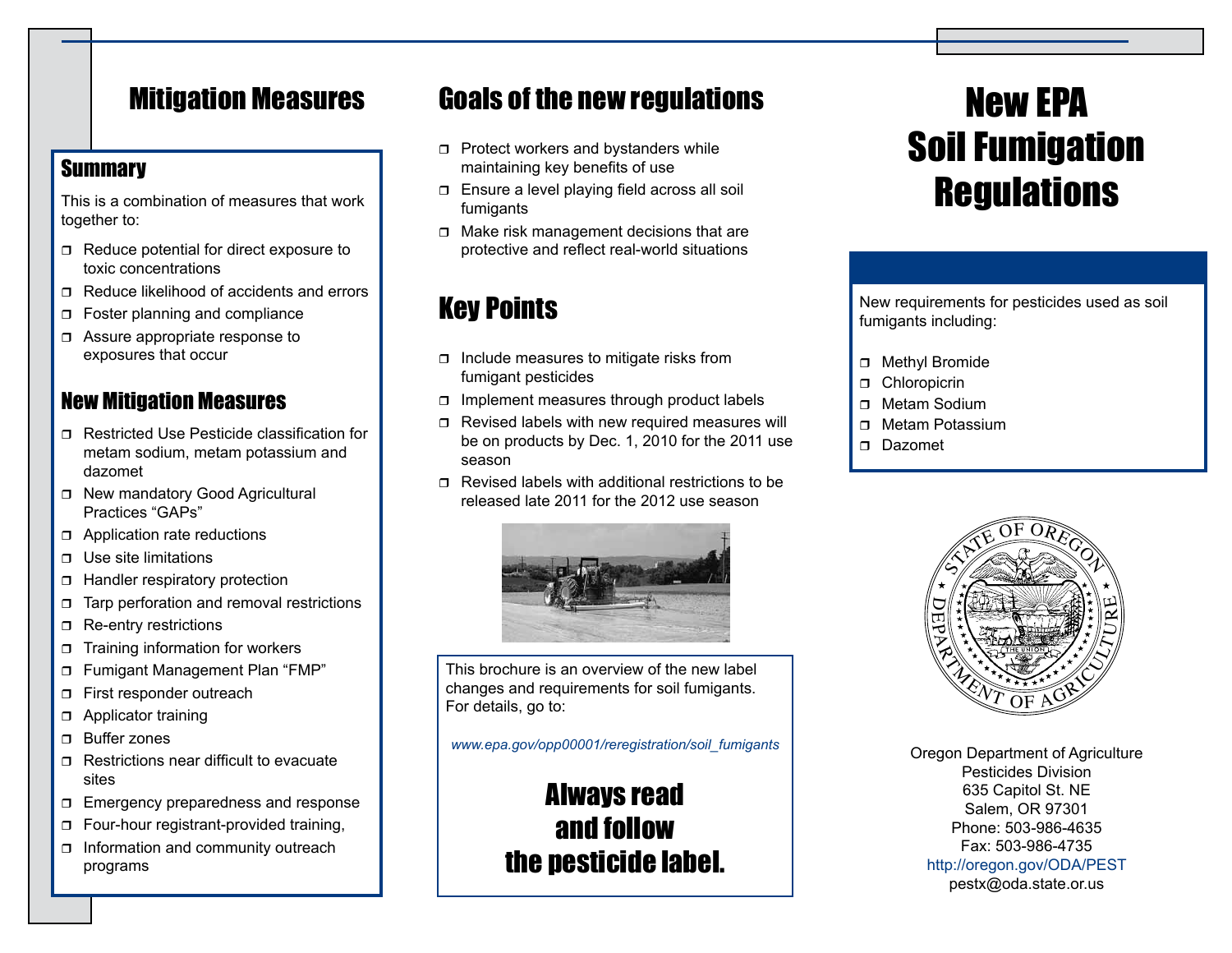# Mitigation Measures

## Summary

This is a combination of measures that work together to:

- Reduce potential for direct exposure to toxic concentrations
- Reduce likelihood of accidents and errors
- Foster planning and compliance
- Assure appropriate response to exposures that occur

## New Mitigation Measures

- Restricted Use Pesticide classification for metam sodium, metam potassium and dazomet
- New mandatory Good Agricultural Practices “GAPs”
- Application rate reductions
- Use site limitations
- Handler respiratory protection
- Tarp perforation and removal restrictions
- Re-entry restrictions
- Training information for workers
- Fumigant Management Plan “FMP”
- First responder outreach
- Applicator training
- Buffer zones
- Restrictions near difficult to evacuate sites
- Emergency preparedness and response
- Four-hour registrant-provided training,
- Information and community outreach programs

# Goals of the new regulations

- Protect workers and bystanders while maintaining key benefits of use
- Ensure a level playing field across all soil fumigants
- Make risk management decisions that are protective and reflect real-world situations

# Key Points

- Include measures to mitigate risks from fumigant pesticides
- Implement measures through product labels
- Revised labels with new required measures will be on products by Dec. 1, 2010 for the 2011 use season
- Revised labels with additional restrictions to be released late 2011 for the 2012 use season

This brochure is an overview of the new label changes and requirements for soil fumigants. For details, go to:

*www.epa.gov/opp00001/reregistration/soil_fumigants*

**Always read and follow the pesticide label.**

# New EPA Soil Fumigation Regulations

New requirements for pesticides used as soil fumigants including:

- Methyl Bromide
- Chloropicrin
- Metam Sodium
- Metam Potassium
- Dazomet

Oregon Department of Agriculture
Pesticides Division
635 Capitol St. NE
Salem, OR 97301
Phone: 503-986-4635
Fax: 503-986-4735
http://oregon.gov/ODA/PEST
pestx@oda.state.or.us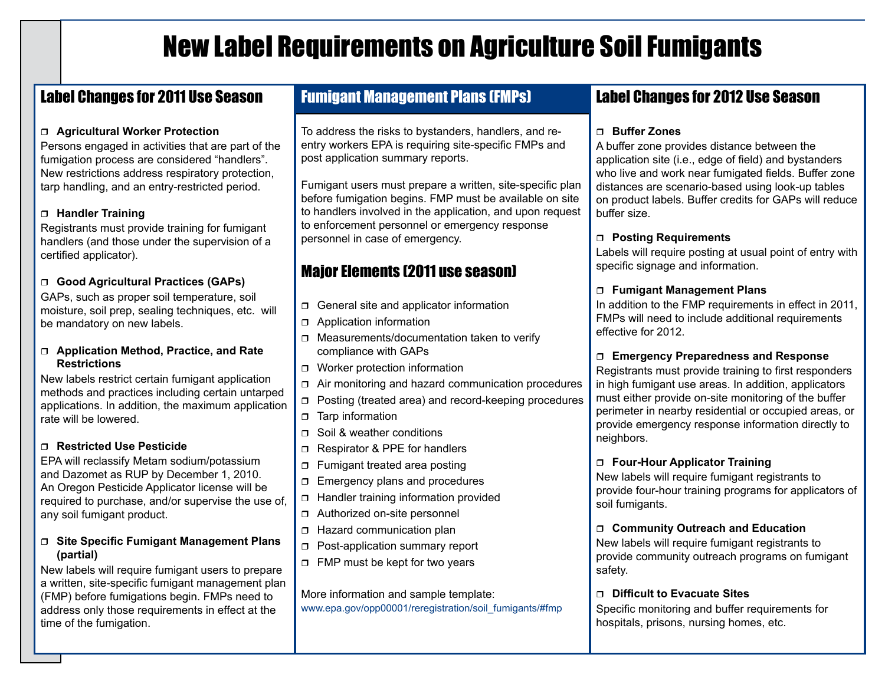# New Label Requirements on Agriculture Soil Fumigants

## Label Changes for 2011 Use Season

- **Agricultural Worker Protection**
  Persons engaged in activities that are part of the fumigation process are considered "handlers". New restrictions address respiratory protection, tarp handling, and an entry-restricted period.

- **Handler Training**
  Registrants must provide training for fumigant handlers (and those under the supervision of a certified applicator).

- **Good Agricultural Practices (GAPs)**
  GAPs, such as proper soil temperature, soil moisture, soil prep, sealing techniques, etc. will be mandatory on new labels.

- **Application Method, Practice, and Rate Restrictions**
  New labels restrict certain fumigant application methods and practices including certain untarped applications. In addition, the maximum application rate will be lowered.

- **Restricted Use Pesticide**
  EPA will reclassify Metam sodium/potassium and Dazomet as RUP by December 1, 2010. An Oregon Pesticide Applicator license will be required to purchase, and/or supervise the use of, any soil fumigant product.

- **Site Specific Fumigant Management Plans (partial)**
  New labels will require fumigant users to prepare a written, site-specific fumigant management plan (FMP) before fumigations begin. FMPs need to address only those requirements in effect at the time of the fumigation.

## Fumigant Management Plans (FMPs)

To address the risks to bystanders, handlers, and re-entry workers EPA is requiring site-specific FMPs and post application summary reports.

Fumigant users must prepare a written, site-specific plan before fumigation begins. FMP must be available on site to handlers involved in the application, and upon request to enforcement personnel or emergency response personnel in case of emergency.

### Major Elements (2011 use season)

- General site and applicator information
- Application information
- Measurements/documentation taken to verify compliance with GAPs
- Worker protection information
- Air monitoring and hazard communication procedures
- Posting (treated area) and record-keeping procedures
- Tarp information
- Soil & weather conditions
- Respirator & PPE for handlers
- Fumigant treated area posting
- Emergency plans and procedures
- Handler training information provided
- Authorized on-site personnel
- Hazard communication plan
- Post-application summary report
- FMP must be kept for two years

More information and sample template:
www.epa.gov/opp00001/reregistration/soil_fumigants/#fmp

## Label Changes for 2012 Use Season

- **Buffer Zones**
  A buffer zone provides distance between the application site (i.e., edge of field) and bystanders who live and work near fumigated fields. Buffer zone distances are scenario-based using look-up tables on product labels. Buffer credits for GAPs will reduce buffer size.

- **Posting Requirements**
  Labels will require posting at usual point of entry with specific signage and information.

- **Fumigant Management Plans**
  In addition to the FMP requirements in effect in 2011, FMPs will need to include additional requirements effective for 2012.

- **Emergency Preparedness and Response**
  Registrants must provide training to first responders in high fumigant use areas. In addition, applicators must either provide on-site monitoring of the buffer perimeter in nearby residential or occupied areas, or provide emergency response information directly to neighbors.

- **Four-Hour Applicator Training**
  New labels will require fumigant registrants to provide four-hour training programs for applicators of soil fumigants.

- **Community Outreach and Education**
  New labels will require fumigant registrants to provide community outreach programs on fumigant safety.

- **Difficult to Evacuate Sites**
  Specific monitoring and buffer requirements for hospitals, prisons, nursing homes, etc.